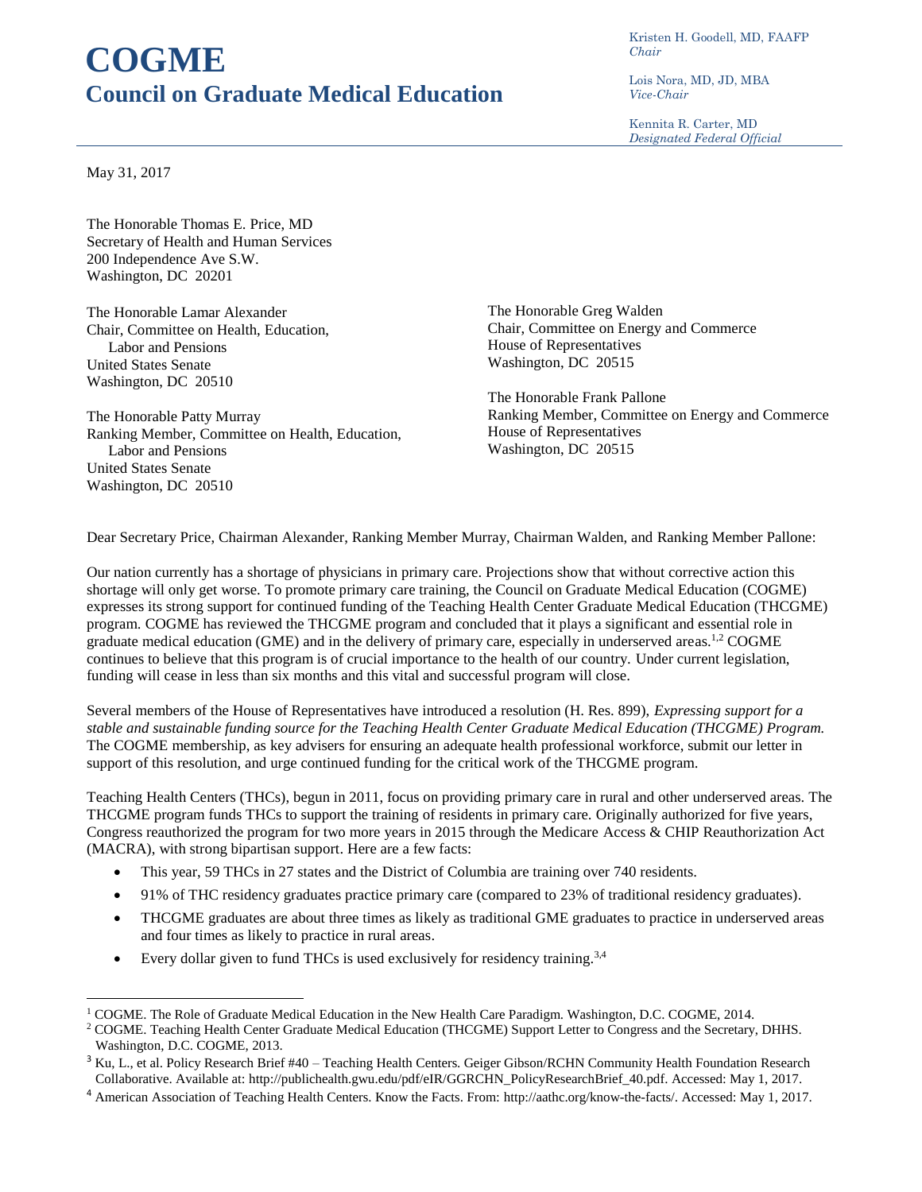# COGME
## Council on Graduate Medical Education

Kristen H. Goodell, MD, FAAFP
*Chair*

Lois Nora, MD, JD, MBA
*Vice-Chair*

Kennita R. Carter, MD
*Designated Federal Official*

May 31, 2017

The Honorable Thomas E. Price, MD
Secretary of Health and Human Services
200 Independence Ave S.W.
Washington, DC 20201

The Honorable Lamar Alexander
Chair, Committee on Health, Education, Labor and Pensions
United States Senate
Washington, DC 20510

The Honorable Patty Murray
Ranking Member, Committee on Health, Education, Labor and Pensions
United States Senate
Washington, DC 20510

The Honorable Greg Walden
Chair, Committee on Energy and Commerce
House of Representatives
Washington, DC 20515

The Honorable Frank Pallone
Ranking Member, Committee on Energy and Commerce
House of Representatives
Washington, DC 20515

Dear Secretary Price, Chairman Alexander, Ranking Member Murray, Chairman Walden, and Ranking Member Pallone:

Our nation currently has a shortage of physicians in primary care. Projections show that without corrective action this shortage will only get worse. To promote primary care training, the Council on Graduate Medical Education (COGME) expresses its strong support for continued funding of the Teaching Health Center Graduate Medical Education (THCGME) program. COGME has reviewed the THCGME program and concluded that it plays a significant and essential role in graduate medical education (GME) and in the delivery of primary care, especially in underserved areas.[1,2] COGME continues to believe that this program is of crucial importance to the health of our country. Under current legislation, funding will cease in less than six months and this vital and successful program will close.

Several members of the House of Representatives have introduced a resolution (H. Res. 899), *Expressing support for a stable and sustainable funding source for the Teaching Health Center Graduate Medical Education (THCGME) Program.* The COGME membership, as key advisers for ensuring an adequate health professional workforce, submit our letter in support of this resolution, and urge continued funding for the critical work of the THCGME program.

Teaching Health Centers (THCs), begun in 2011, focus on providing primary care in rural and other underserved areas. The THCGME program funds THCs to support the training of residents in primary care. Originally authorized for five years, Congress reauthorized the program for two more years in 2015 through the Medicare Access & CHIP Reauthorization Act (MACRA), with strong bipartisan support. Here are a few facts:

- This year, 59 THCs in 27 states and the District of Columbia are training over 740 residents.
- 91% of THC residency graduates practice primary care (compared to 23% of traditional residency graduates).
- THCGME graduates are about three times as likely as traditional GME graduates to practice in underserved areas and four times as likely to practice in rural areas.
- Every dollar given to fund THCs is used exclusively for residency training.[3,4]

---

[1] COGME. The Role of Graduate Medical Education in the New Health Care Paradigm. Washington, D.C. COGME, 2014.

[2] COGME. Teaching Health Center Graduate Medical Education (THCGME) Support Letter to Congress and the Secretary, DHHS. Washington, D.C. COGME, 2013.

[3] Ku, L., et al. Policy Research Brief #40 – Teaching Health Centers. Geiger Gibson/RCHN Community Health Foundation Research Collaborative. Available at: http://publichealth.gwu.edu/pdf/eIR/GGRCHN_PolicyResearchBrief_40.pdf. Accessed: May 1, 2017.

[4] American Association of Teaching Health Centers. Know the Facts. From: http://aathc.org/know-the-facts/. Accessed: May 1, 2017.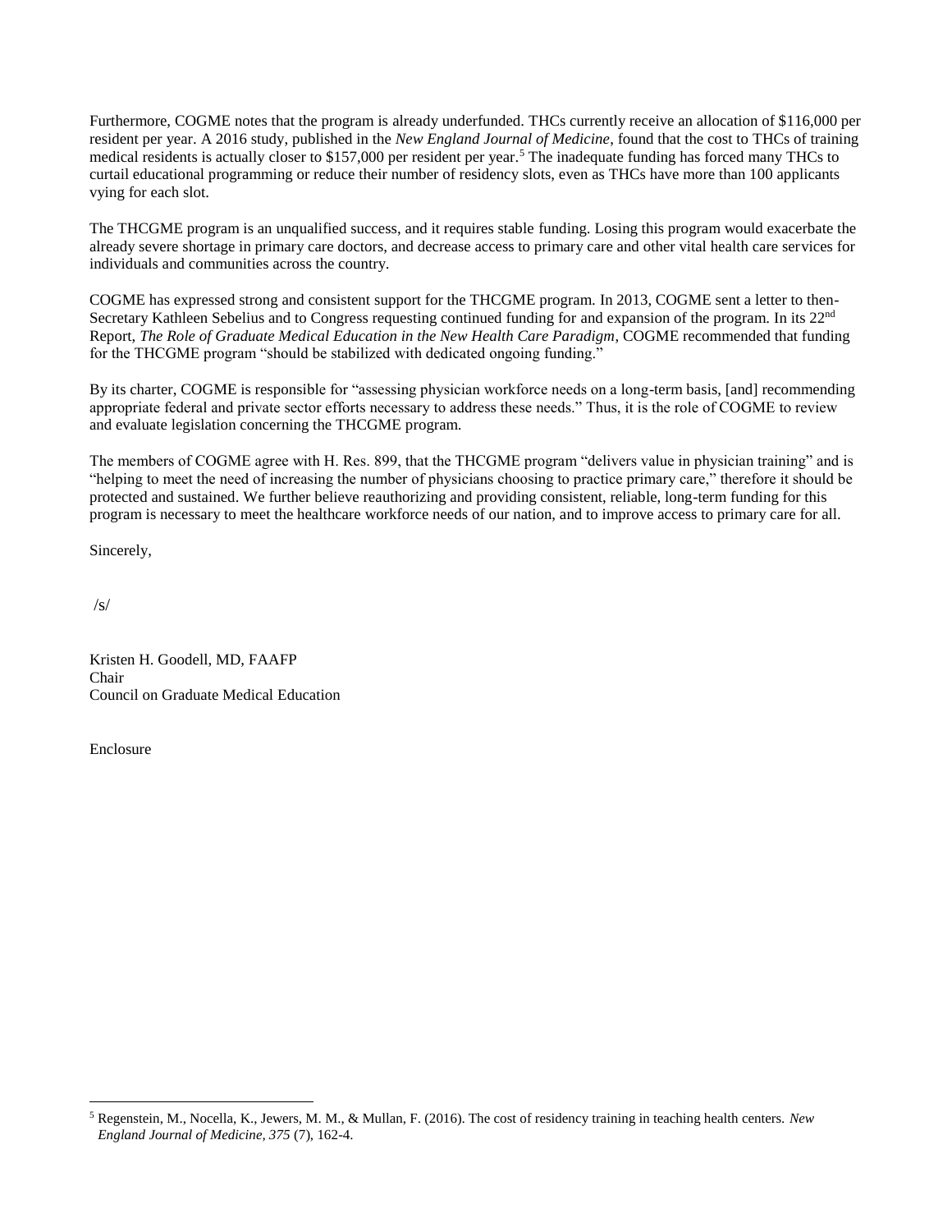Furthermore, COGME notes that the program is already underfunded. THCs currently receive an allocation of $116,000 per resident per year. A 2016 study, published in the *New England Journal of Medicine*, found that the cost to THCs of training medical residents is actually closer to $157,000 per resident per year.[5] The inadequate funding has forced many THCs to curtail educational programming or reduce their number of residency slots, even as THCs have more than 100 applicants vying for each slot.

The THCGME program is an unqualified success, and it requires stable funding. Losing this program would exacerbate the already severe shortage in primary care doctors, and decrease access to primary care and other vital health care services for individuals and communities across the country.

COGME has expressed strong and consistent support for the THCGME program. In 2013, COGME sent a letter to then-Secretary Kathleen Sebelius and to Congress requesting continued funding for and expansion of the program. In its 22nd Report, *The Role of Graduate Medical Education in the New Health Care Paradigm*, COGME recommended that funding for the THCGME program "should be stabilized with dedicated ongoing funding."

By its charter, COGME is responsible for "assessing physician workforce needs on a long-term basis, [and] recommending appropriate federal and private sector efforts necessary to address these needs." Thus, it is the role of COGME to review and evaluate legislation concerning the THCGME program.

The members of COGME agree with H. Res. 899, that the THCGME program "delivers value in physician training" and is "helping to meet the need of increasing the number of physicians choosing to practice primary care," therefore it should be protected and sustained. We further believe reauthorizing and providing consistent, reliable, long-term funding for this program is necessary to meet the healthcare workforce needs of our nation, and to improve access to primary care for all.

Sincerely,

/s/

Kristen H. Goodell, MD, FAAFP
Chair
Council on Graduate Medical Education

Enclosure

---

[5] Regenstein, M., Nocella, K., Jewers, M. M., & Mullan, F. (2016). The cost of residency training in teaching health centers. *New England Journal of Medicine*, *375* (7), 162-4.